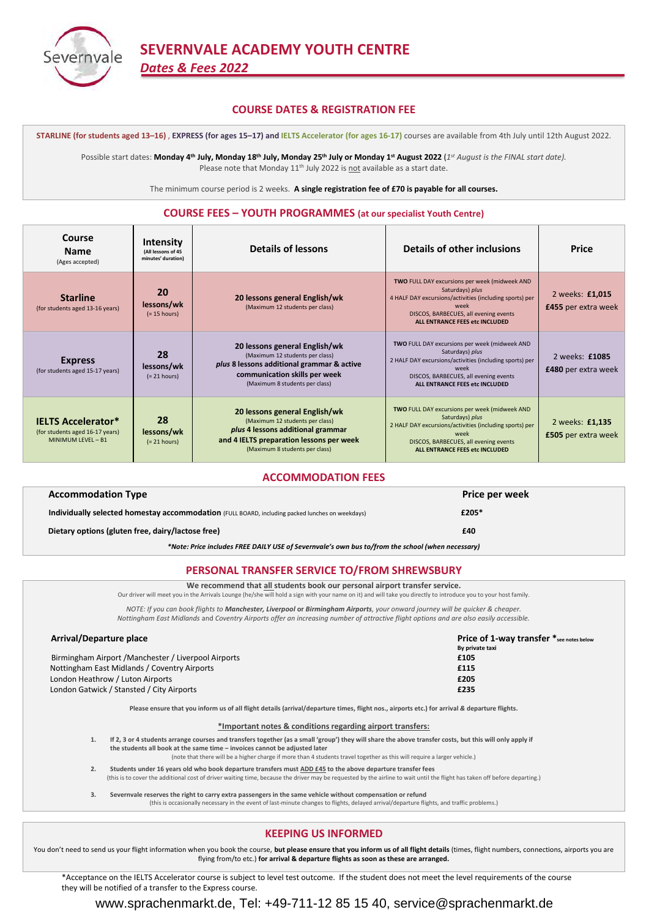# SEVERNVALE ACADEMY YOUTH CENTRE

*Dates & Fees 2022*

## COURSE DATES & REGISTRATION FEE

**STARLINE (for students aged 13–16)** , **EXPRESS (for ages 15–17)** and **IELTS Accelerator (for ages 16-17)** courses are available from 4th July until 12th August 2022.

Possible start dates: **Monday 4th July, Monday 18th July, Monday 25th July or Monday 1st August 2022** (*1st August is the FINAL start date).*
Please note that Monday 11th July 2022 is not available as a start date.

The minimum course period is 2 weeks. **A single registration fee of £70 is payable for all courses.**

## COURSE FEES – YOUTH PROGRAMMES (at our specialist Youth Centre)

| Course Name (Ages accepted) | Intensity (All lessons of 45 minutes' duration) | Details of lessons | Details of other inclusions | Price |
|---|---|---|---|---|
| **Starline** (for students aged 13-16 years) | **20 lessons/wk** (= 15 hours) | **20 lessons general English/wk** (Maximum 12 students per class) | **TWO** FULL DAY excursions per week (midweek AND Saturdays) *plus* 4 HALF DAY excursions/activities (including sports) per week DISCOS, BARBECUES, all evening events **ALL ENTRANCE FEES etc INCLUDED** | 2 weeks: **£1,015** **£455** per extra week |
| **Express** (for students aged 15-17 years) | **28 lessons/wk** (= 21 hours) | **20 lessons general English/wk** (Maximum 12 students per class) ***plus* 8 lessons additional grammar & active communication skills per week** (Maximum 8 students per class) | **TWO** FULL DAY excursions per week (midweek AND Saturdays) *plus* 2 HALF DAY excursions/activities (including sports) per week DISCOS, BARBECUES, all evening events **ALL ENTRANCE FEES etc INCLUDED** | 2 weeks: **£1085** **£480** per extra week |
| **IELTS Accelerator*** (for students aged 16-17 years) MINIMUM LEVEL – B1 | **28 lessons/wk** (= 21 hours) | **20 lessons general English/wk** (Maximum 12 students per class) ***plus* 4 lessons additional grammar and 4 IELTS preparation lessons per week** (Maximum 8 students per class) | **TWO** FULL DAY excursions per week (midweek AND Saturdays) *plus* 2 HALF DAY excursions/activities (including sports) per week DISCOS, BARBECUES, all evening events **ALL ENTRANCE FEES etc INCLUDED** | 2 weeks: **£1,135** **£505** per extra week |

## ACCOMMODATION FEES

| Accommodation Type | Price per week |
|---|---|
| **Individually selected homestay accommodation** (FULL BOARD, including packed lunches on weekdays) | **£205*** |
| **Dietary options (gluten free, dairy/lactose free)** | **£40** |

***Note: Price includes FREE DAILY USE of Severnvale's own bus to/from the school (when necessary)***

## PERSONAL TRANSFER SERVICE TO/FROM SHREWSBURY

**We recommend that all students book our personal airport transfer service.**
Our driver will meet you in the Arrivals Lounge (he/she will hold a sign with your name on it) and will take you directly to introduce you to your host family.

*NOTE: If you can book flights to **Manchester, Liverpool** or **Birmingham Airports**, your onward journey will be quicker & cheaper. Nottingham East Midlands and Coventry Airports offer an increasing number of attractive flight options and are also easily accessible.*

| Arrival/Departure place | Price of 1-way transfer *see notes below By private taxi |
|---|---|
| Birmingham Airport /Manchester / Liverpool Airports | **£105** |
| Nottingham East Midlands / Coventry Airports | **£115** |
| London Heathrow / Luton Airports | **£205** |
| London Gatwick / Stansted / City Airports | **£235** |

**Please ensure that you inform us of all flight details (arrival/departure times, flight nos., airports etc.) for arrival & departure flights.**

**\*Important notes & conditions regarding airport transfers:**

1. **If 2, 3 or 4 students arrange courses and transfers together (as a small 'group') they will share the above transfer costs, but this will only apply if the students all book at the same time – invoices cannot be adjusted later**
   (note that there will be a higher charge if more than 4 students travel together as this will require a larger vehicle.)
2. **Students under 16 years old who book departure transfers must ADD £45 to the above departure transfer fees**
   (this is to cover the additional cost of driver waiting time, because the driver may be requested by the airline to wait until the flight has taken off before departing.)
3. **Severnvale reserves the right to carry extra passengers in the same vehicle without compensation or refund**
   (this is occasionally necessary in the event of last-minute changes to flights, delayed arrival/departure flights, and traffic problems.)

## KEEPING US INFORMED

You don't need to send us your flight information when you book the course, **but please ensure that you inform us of all flight details** (times, flight numbers, connections, airports you are flying from/to etc.) **for arrival & departure flights as soon as these are arranged.**

*Acceptance on the IELTS Accelerator course is subject to level test outcome. If the student does not meet the level requirements of the course they will be notified of a transfer to the Express course.

www.sprachenmarkt.de, Tel: +49-711-12 85 15 40, service@sprachenmarkt.de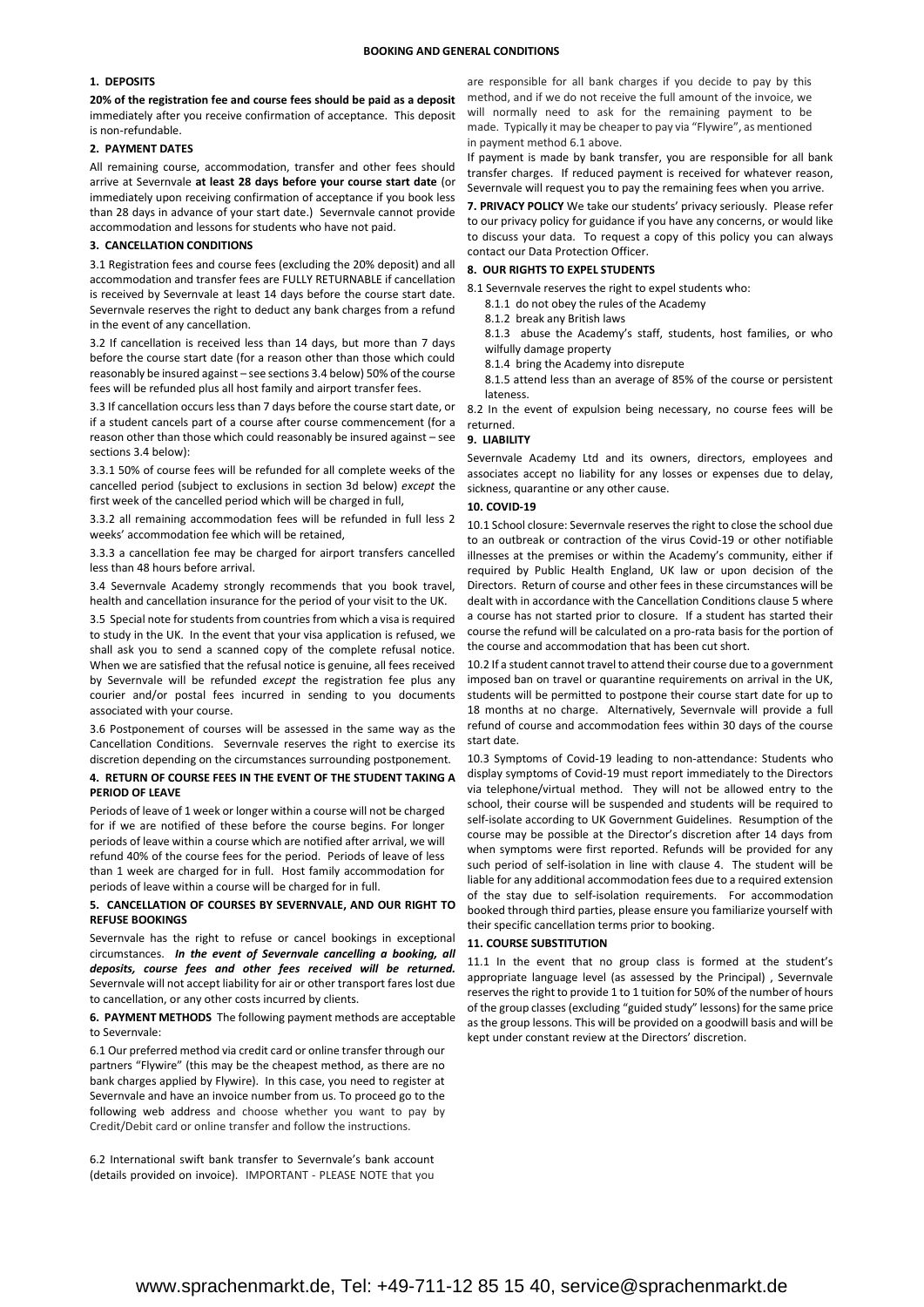# BOOKING AND GENERAL CONDITIONS

## 1. DEPOSITS

**20% of the registration fee and course fees should be paid as a deposit** immediately after you receive confirmation of acceptance. This deposit is non-refundable.

## 2. PAYMENT DATES

All remaining course, accommodation, transfer and other fees should arrive at Severnvale **at least 28 days before your course start date** (or immediately upon receiving confirmation of acceptance if you book less than 28 days in advance of your start date.) Severnvale cannot provide accommodation and lessons for students who have not paid.

## 3. CANCELLATION CONDITIONS

3.1 Registration fees and course fees (excluding the 20% deposit) and all accommodation and transfer fees are FULLY RETURNABLE if cancellation is received by Severnvale at least 14 days before the course start date. Severnvale reserves the right to deduct any bank charges from a refund in the event of any cancellation.

3.2 If cancellation is received less than 14 days, but more than 7 days before the course start date (for a reason other than those which could reasonably be insured against – see sections 3.4 below) 50% of the course fees will be refunded plus all host family and airport transfer fees.

3.3 If cancellation occurs less than 7 days before the course start date, or if a student cancels part of a course after course commencement (for a reason other than those which could reasonably be insured against – see sections 3.4 below):

3.3.1 50% of course fees will be refunded for all complete weeks of the cancelled period (subject to exclusions in section 3d below) *except* the first week of the cancelled period which will be charged in full,

3.3.2 all remaining accommodation fees will be refunded in full less 2 weeks' accommodation fee which will be retained,

3.3.3 a cancellation fee may be charged for airport transfers cancelled less than 48 hours before arrival.

3.4 Severnvale Academy strongly recommends that you book travel, health and cancellation insurance for the period of your visit to the UK.

3.5 Special note for students from countries from which a visa is required to study in the UK. In the event that your visa application is refused, we shall ask you to send a scanned copy of the complete refusal notice. When we are satisfied that the refusal notice is genuine, all fees received by Severnvale will be refunded *except* the registration fee plus any courier and/or postal fees incurred in sending to you documents associated with your course.

3.6 Postponement of courses will be assessed in the same way as the Cancellation Conditions. Severnvale reserves the right to exercise its discretion depending on the circumstances surrounding postponement.

## 4. RETURN OF COURSE FEES IN THE EVENT OF THE STUDENT TAKING A PERIOD OF LEAVE

Periods of leave of 1 week or longer within a course will not be charged for if we are notified of these before the course begins. For longer periods of leave within a course which are notified after arrival, we will refund 40% of the course fees for the period. Periods of leave of less than 1 week are charged for in full. Host family accommodation for periods of leave within a course will be charged for in full.

## 5. CANCELLATION OF COURSES BY SEVERNVALE, AND OUR RIGHT TO REFUSE BOOKINGS

Severnvale has the right to refuse or cancel bookings in exceptional circumstances. ***In the event of Severnvale cancelling a booking, all deposits, course fees and other fees received will be returned.*** Severnvale will not accept liability for air or other transport fares lost due to cancellation, or any other costs incurred by clients.

**6. PAYMENT METHODS** The following payment methods are acceptable to Severnvale:

6.1 Our preferred method via credit card or online transfer through our partners "Flywire" (this may be the cheapest method, as there are no bank charges applied by Flywire). In this case, you need to register at Severnvale and have an invoice number from us. To proceed go to the following web address and choose whether you want to pay by Credit/Debit card or online transfer and follow the instructions.

6.2 International swift bank transfer to Severnvale's bank account (details provided on invoice). IMPORTANT - PLEASE NOTE that you are responsible for all bank charges if you decide to pay by this method, and if we do not receive the full amount of the invoice, we will normally need to ask for the remaining payment to be made. Typically it may be cheaper to pay via "Flywire", as mentioned in payment method 6.1 above.

If payment is made by bank transfer, you are responsible for all bank transfer charges. If reduced payment is received for whatever reason, Severnvale will request you to pay the remaining fees when you arrive.

**7. PRIVACY POLICY** We take our students' privacy seriously. Please refer to our privacy policy for guidance if you have any concerns, or would like to discuss your data. To request a copy of this policy you can always contact our Data Protection Officer.

## 8. OUR RIGHTS TO EXPEL STUDENTS

8.1 Severnvale reserves the right to expel students who:

- 8.1.1 do not obey the rules of the Academy
- 8.1.2 break any British laws
- 8.1.3 abuse the Academy's staff, students, host families, or who wilfully damage property
- 8.1.4 bring the Academy into disrepute
- 8.1.5 attend less than an average of 85% of the course or persistent lateness.

8.2 In the event of expulsion being necessary, no course fees will be returned.

## 9. LIABILITY

Severnvale Academy Ltd and its owners, directors, employees and associates accept no liability for any losses or expenses due to delay, sickness, quarantine or any other cause.

## 10. COVID-19

10.1 School closure: Severnvale reserves the right to close the school due to an outbreak or contraction of the virus Covid-19 or other notifiable illnesses at the premises or within the Academy's community, either if required by Public Health England, UK law or upon decision of the Directors. Return of course and other fees in these circumstances will be dealt with in accordance with the Cancellation Conditions clause 5 where a course has not started prior to closure. If a student has started their course the refund will be calculated on a pro-rata basis for the portion of the course and accommodation that has been cut short.

10.2 If a student cannot travel to attend their course due to a government imposed ban on travel or quarantine requirements on arrival in the UK, students will be permitted to postpone their course start date for up to 18 months at no charge. Alternatively, Severnvale will provide a full refund of course and accommodation fees within 30 days of the course start date.

10.3 Symptoms of Covid-19 leading to non-attendance: Students who display symptoms of Covid-19 must report immediately to the Directors via telephone/virtual method. They will not be allowed entry to the school, their course will be suspended and students will be required to self-isolate according to UK Government Guidelines. Resumption of the course may be possible at the Director's discretion after 14 days from when symptoms were first reported. Refunds will be provided for any such period of self-isolation in line with clause 4. The student will be liable for any additional accommodation fees due to a required extension of the stay due to self-isolation requirements. For accommodation booked through third parties, please ensure you familiarize yourself with their specific cancellation terms prior to booking.

## 11. COURSE SUBSTITUTION

11.1 In the event that no group class is formed at the student's appropriate language level (as assessed by the Principal) , Severnvale reserves the right to provide 1 to 1 tuition for 50% of the number of hours of the group classes (excluding "guided study" lessons) for the same price as the group lessons. This will be provided on a goodwill basis and will be kept under constant review at the Directors' discretion.

www.sprachenmarkt.de, Tel: +49-711-12 85 15 40, service@sprachenmarkt.de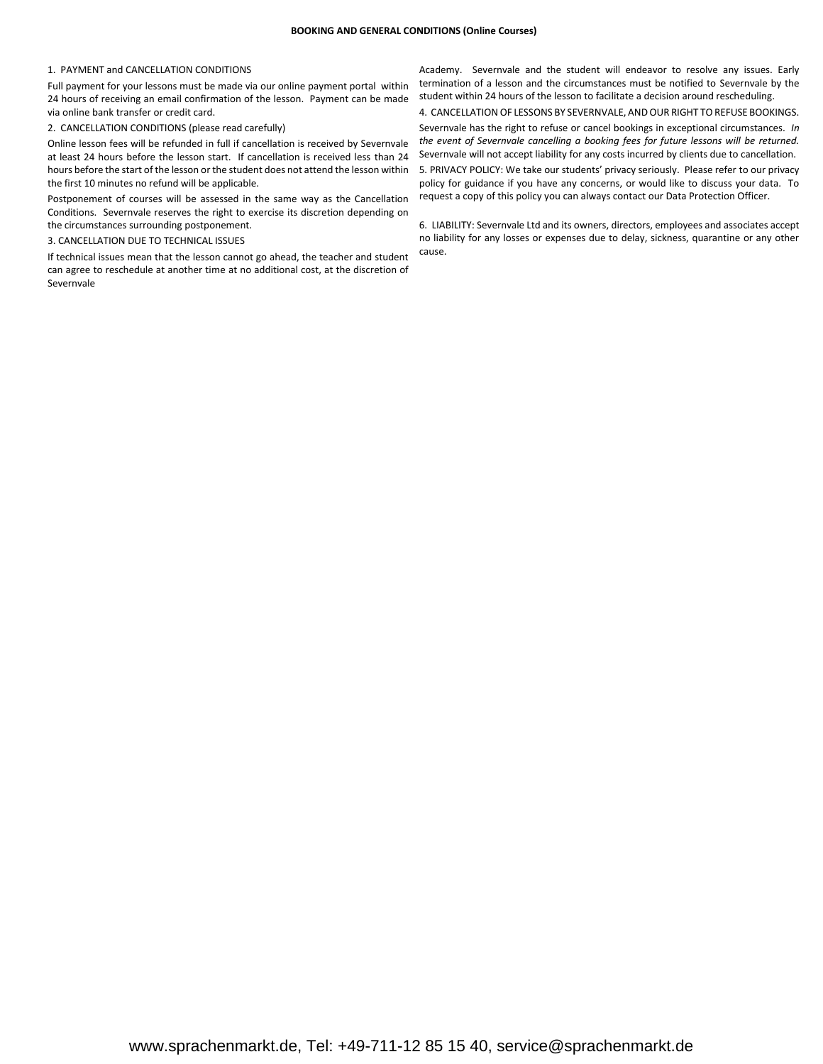# BOOKING AND GENERAL CONDITIONS (Online Courses)

1. PAYMENT and CANCELLATION CONDITIONS

Full payment for your lessons must be made via our online payment portal within 24 hours of receiving an email confirmation of the lesson. Payment can be made via online bank transfer or credit card.

2. CANCELLATION CONDITIONS (please read carefully)

Online lesson fees will be refunded in full if cancellation is received by Severnvale at least 24 hours before the lesson start. If cancellation is received less than 24 hours before the start of the lesson or the student does not attend the lesson within the first 10 minutes no refund will be applicable.

Postponement of courses will be assessed in the same way as the Cancellation Conditions. Severnvale reserves the right to exercise its discretion depending on the circumstances surrounding postponement.

3. CANCELLATION DUE TO TECHNICAL ISSUES

If technical issues mean that the lesson cannot go ahead, the teacher and student can agree to reschedule at another time at no additional cost, at the discretion of Severnvale Academy. Severnvale and the student will endeavor to resolve any issues. Early termination of a lesson and the circumstances must be notified to Severnvale by the student within 24 hours of the lesson to facilitate a decision around rescheduling.

4. CANCELLATION OF LESSONS BY SEVERNVALE, AND OUR RIGHT TO REFUSE BOOKINGS.

Severnvale has the right to refuse or cancel bookings in exceptional circumstances. *In the event of Severnvale cancelling a booking fees for future lessons will be returned.* Severnvale will not accept liability for any costs incurred by clients due to cancellation.

5. PRIVACY POLICY: We take our students' privacy seriously. Please refer to our privacy policy for guidance if you have any concerns, or would like to discuss your data. To request a copy of this policy you can always contact our Data Protection Officer.

6. LIABILITY: Severnvale Ltd and its owners, directors, employees and associates accept no liability for any losses or expenses due to delay, sickness, quarantine or any other cause.